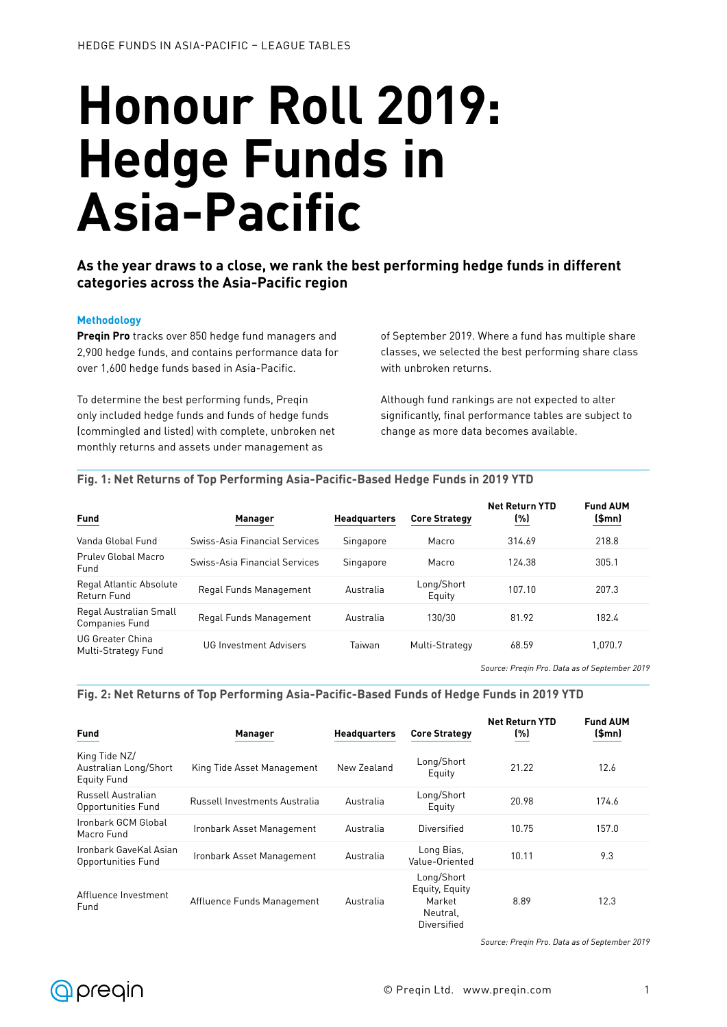# Honour Roll 2019: Hedge Funds in Asia-Pacific

**As the year draws to a close, we rank the best performing hedge funds in different categories across the Asia-Pacific region**

### Methodology

**Preqin Pro** tracks over 850 hedge fund managers and 2,900 hedge funds, and contains performance data for over 1,600 hedge funds based in Asia-Pacific.

To determine the best performing funds, Preqin only included hedge funds and funds of hedge funds (commingled and listed) with complete, unbroken net monthly returns and assets under management as of September 2019. Where a fund has multiple share classes, we selected the best performing share class with unbroken returns.

Although fund rankings are not expected to alter significantly, final performance tables are subject to change as more data becomes available.

**Fig. 1: Net Returns of Top Performing Asia-Pacific-Based Hedge Funds in 2019 YTD**

| Fund | Manager | Headquarters | Core Strategy | Net Return YTD (%) | Fund AUM ($mn) |
|---|---|---|---|---|---|
| Vanda Global Fund | Swiss-Asia Financial Services | Singapore | Macro | 314.69 | 218.8 |
| Prulev Global Macro Fund | Swiss-Asia Financial Services | Singapore | Macro | 124.38 | 305.1 |
| Regal Atlantic Absolute Return Fund | Regal Funds Management | Australia | Long/Short Equity | 107.10 | 207.3 |
| Regal Australian Small Companies Fund | Regal Funds Management | Australia | 130/30 | 81.92 | 182.4 |
| UG Greater China Multi-Strategy Fund | UG Investment Advisers | Taiwan | Multi-Strategy | 68.59 | 1,070.7 |

*Source: Preqin Pro. Data as of September 2019*

**Fig. 2: Net Returns of Top Performing Asia-Pacific-Based Funds of Hedge Funds in 2019 YTD**

| Fund | Manager | Headquarters | Core Strategy | Net Return YTD (%) | Fund AUM ($mn) |
|---|---|---|---|---|---|
| King Tide NZ/ Australian Long/Short Equity Fund | King Tide Asset Management | New Zealand | Long/Short Equity | 21.22 | 12.6 |
| Russell Australian Opportunities Fund | Russell Investments Australia | Australia | Long/Short Equity | 20.98 | 174.6 |
| Ironbark GCM Global Macro Fund | Ironbark Asset Management | Australia | Diversified | 10.75 | 157.0 |
| Ironbark GaveKal Asian Opportunities Fund | Ironbark Asset Management | Australia | Long Bias, Value-Oriented | 10.11 | 9.3 |
| Affluence Investment Fund | Affluence Funds Management | Australia | Long/Short Equity, Equity Market Neutral, Diversified | 8.89 | 12.3 |

*Source: Preqin Pro. Data as of September 2019*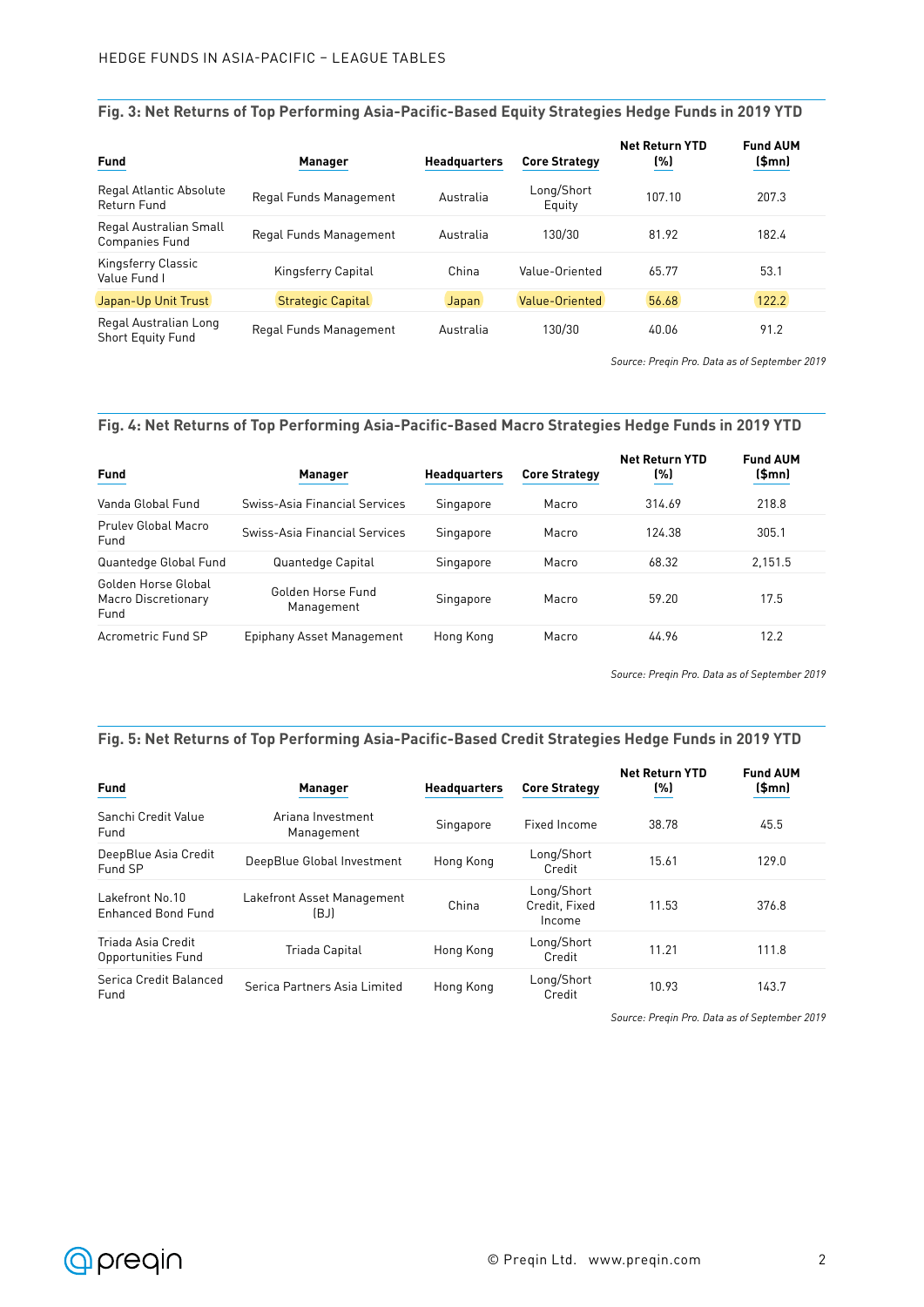### Fig. 3: Net Returns of Top Performing Asia-Pacific-Based Equity Strategies Hedge Funds in 2019 YTD

| Fund | Manager | Headquarters | Core Strategy | Net Return YTD (%) | Fund AUM ($mn) |
|---|---|---|---|---|---|
| Regal Atlantic Absolute Return Fund | Regal Funds Management | Australia | Long/Short Equity | 107.10 | 207.3 |
| Regal Australian Small Companies Fund | Regal Funds Management | Australia | 130/30 | 81.92 | 182.4 |
| Kingsferry Classic Value Fund I | Kingsferry Capital | China | Value-Oriented | 65.77 | 53.1 |
| Japan-Up Unit Trust | Strategic Capital | Japan | Value-Oriented | 56.68 | 122.2 |
| Regal Australian Long Short Equity Fund | Regal Funds Management | Australia | 130/30 | 40.06 | 91.2 |

*Source: Preqin Pro. Data as of September 2019*

### Fig. 4: Net Returns of Top Performing Asia-Pacific-Based Macro Strategies Hedge Funds in 2019 YTD

| Fund | Manager | Headquarters | Core Strategy | Net Return YTD (%) | Fund AUM ($mn) |
|---|---|---|---|---|---|
| Vanda Global Fund | Swiss-Asia Financial Services | Singapore | Macro | 314.69 | 218.8 |
| Prulev Global Macro Fund | Swiss-Asia Financial Services | Singapore | Macro | 124.38 | 305.1 |
| Quantedge Global Fund | Quantedge Capital | Singapore | Macro | 68.32 | 2,151.5 |
| Golden Horse Global Macro Discretionary Fund | Golden Horse Fund Management | Singapore | Macro | 59.20 | 17.5 |
| Acrometric Fund SP | Epiphany Asset Management | Hong Kong | Macro | 44.96 | 12.2 |

*Source: Preqin Pro. Data as of September 2019*

### Fig. 5: Net Returns of Top Performing Asia-Pacific-Based Credit Strategies Hedge Funds in 2019 YTD

| Fund | Manager | Headquarters | Core Strategy | Net Return YTD (%) | Fund AUM ($mn) |
|---|---|---|---|---|---|
| Sanchi Credit Value Fund | Ariana Investment Management | Singapore | Fixed Income | 38.78 | 45.5 |
| DeepBlue Asia Credit Fund SP | DeepBlue Global Investment | Hong Kong | Long/Short Credit | 15.61 | 129.0 |
| Lakefront No.10 Enhanced Bond Fund | Lakefront Asset Management (BJ) | China | Long/Short Credit, Fixed Income | 11.53 | 376.8 |
| Triada Asia Credit Opportunities Fund | Triada Capital | Hong Kong | Long/Short Credit | 11.21 | 111.8 |
| Serica Credit Balanced Fund | Serica Partners Asia Limited | Hong Kong | Long/Short Credit | 10.93 | 143.7 |

*Source: Preqin Pro. Data as of September 2019*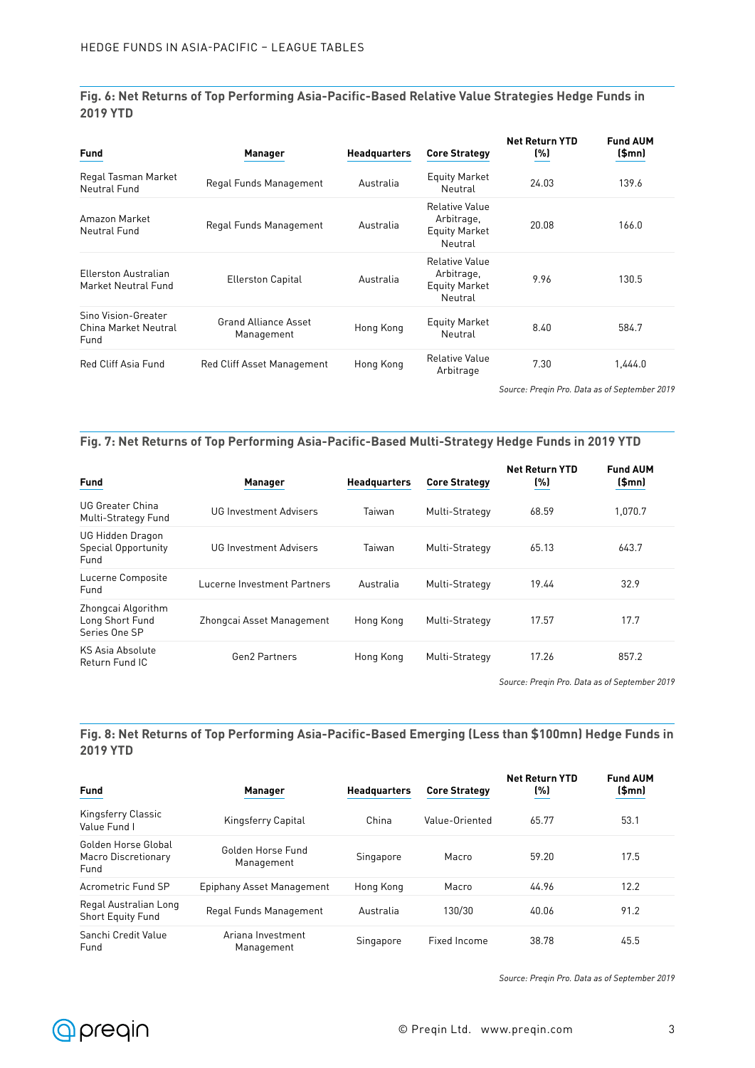### Fig. 6: Net Returns of Top Performing Asia-Pacific-Based Relative Value Strategies Hedge Funds in 2019 YTD

| Fund | Manager | Headquarters | Core Strategy | Net Return YTD (%) | Fund AUM ($mn) |
|---|---|---|---|---|---|
| Regal Tasman Market Neutral Fund | Regal Funds Management | Australia | Equity Market Neutral | 24.03 | 139.6 |
| Amazon Market Neutral Fund | Regal Funds Management | Australia | Relative Value Arbitrage, Equity Market Neutral | 20.08 | 166.0 |
| Ellerston Australian Market Neutral Fund | Ellerston Capital | Australia | Relative Value Arbitrage, Equity Market Neutral | 9.96 | 130.5 |
| Sino Vision-Greater China Market Neutral Fund | Grand Alliance Asset Management | Hong Kong | Equity Market Neutral | 8.40 | 584.7 |
| Red Cliff Asia Fund | Red Cliff Asset Management | Hong Kong | Relative Value Arbitrage | 7.30 | 1,444.0 |

*Source: Preqin Pro. Data as of September 2019*

### Fig. 7: Net Returns of Top Performing Asia-Pacific-Based Multi-Strategy Hedge Funds in 2019 YTD

| Fund | Manager | Headquarters | Core Strategy | Net Return YTD (%) | Fund AUM ($mn) |
|---|---|---|---|---|---|
| UG Greater China Multi-Strategy Fund | UG Investment Advisers | Taiwan | Multi-Strategy | 68.59 | 1,070.7 |
| UG Hidden Dragon Special Opportunity Fund | UG Investment Advisers | Taiwan | Multi-Strategy | 65.13 | 643.7 |
| Lucerne Composite Fund | Lucerne Investment Partners | Australia | Multi-Strategy | 19.44 | 32.9 |
| Zhongcai Algorithm Long Short Fund Series One SP | Zhongcai Asset Management | Hong Kong | Multi-Strategy | 17.57 | 17.7 |
| KS Asia Absolute Return Fund IC | Gen2 Partners | Hong Kong | Multi-Strategy | 17.26 | 857.2 |

*Source: Preqin Pro. Data as of September 2019*

### Fig. 8: Net Returns of Top Performing Asia-Pacific-Based Emerging (Less than $100mn) Hedge Funds in 2019 YTD

| Fund | Manager | Headquarters | Core Strategy | Net Return YTD (%) | Fund AUM ($mn) |
|---|---|---|---|---|---|
| Kingsferry Classic Value Fund I | Kingsferry Capital | China | Value-Oriented | 65.77 | 53.1 |
| Golden Horse Global Macro Discretionary Fund | Golden Horse Fund Management | Singapore | Macro | 59.20 | 17.5 |
| Acrometric Fund SP | Epiphany Asset Management | Hong Kong | Macro | 44.96 | 12.2 |
| Regal Australian Long Short Equity Fund | Regal Funds Management | Australia | 130/30 | 40.06 | 91.2 |
| Sanchi Credit Value Fund | Ariana Investment Management | Singapore | Fixed Income | 38.78 | 45.5 |

*Source: Preqin Pro. Data as of September 2019*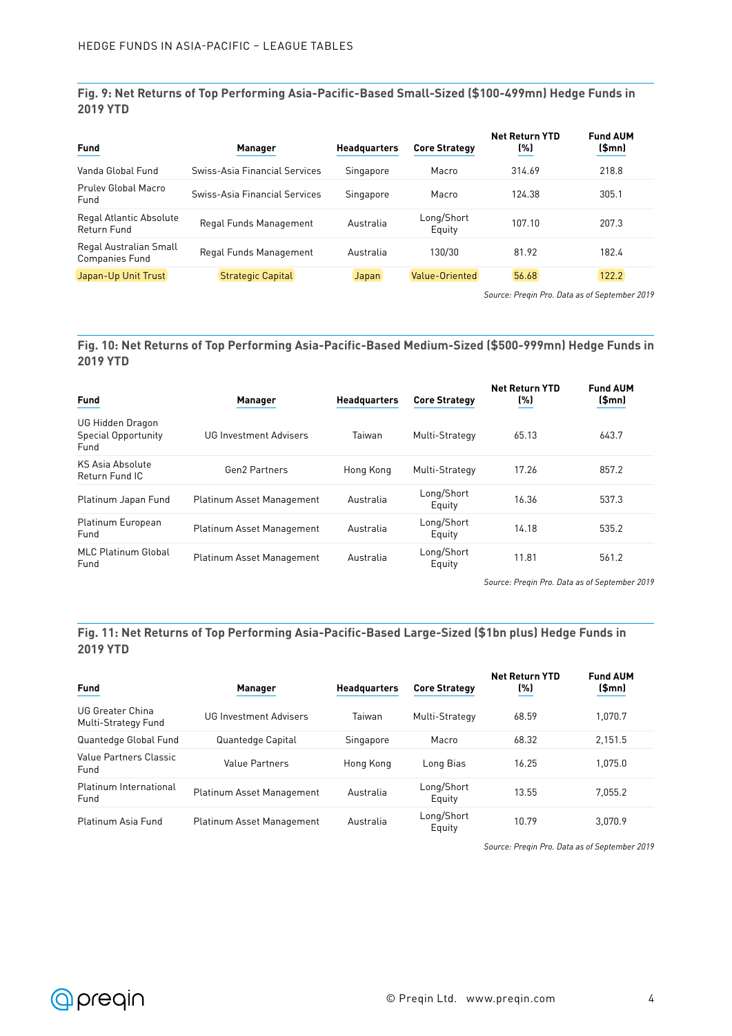### Fig. 9: Net Returns of Top Performing Asia-Pacific-Based Small-Sized ($100-499mn) Hedge Funds in 2019 YTD

| Fund | Manager | Headquarters | Core Strategy | Net Return YTD (%) | Fund AUM ($mn) |
|---|---|---|---|---|---|
| Vanda Global Fund | Swiss-Asia Financial Services | Singapore | Macro | 314.69 | 218.8 |
| Prulev Global Macro Fund | Swiss-Asia Financial Services | Singapore | Macro | 124.38 | 305.1 |
| Regal Atlantic Absolute Return Fund | Regal Funds Management | Australia | Long/Short Equity | 107.10 | 207.3 |
| Regal Australian Small Companies Fund | Regal Funds Management | Australia | 130/30 | 81.92 | 182.4 |
| Japan-Up Unit Trust | Strategic Capital | Japan | Value-Oriented | 56.68 | 122.2 |

*Source: Preqin Pro. Data as of September 2019*

### Fig. 10: Net Returns of Top Performing Asia-Pacific-Based Medium-Sized ($500-999mn) Hedge Funds in 2019 YTD

| Fund | Manager | Headquarters | Core Strategy | Net Return YTD (%) | Fund AUM ($mn) |
|---|---|---|---|---|---|
| UG Hidden Dragon Special Opportunity Fund | UG Investment Advisers | Taiwan | Multi-Strategy | 65.13 | 643.7 |
| KS Asia Absolute Return Fund IC | Gen2 Partners | Hong Kong | Multi-Strategy | 17.26 | 857.2 |
| Platinum Japan Fund | Platinum Asset Management | Australia | Long/Short Equity | 16.36 | 537.3 |
| Platinum European Fund | Platinum Asset Management | Australia | Long/Short Equity | 14.18 | 535.2 |
| MLC Platinum Global Fund | Platinum Asset Management | Australia | Long/Short Equity | 11.81 | 561.2 |

*Source: Preqin Pro. Data as of September 2019*

### Fig. 11: Net Returns of Top Performing Asia-Pacific-Based Large-Sized ($1bn plus) Hedge Funds in 2019 YTD

| Fund | Manager | Headquarters | Core Strategy | Net Return YTD (%) | Fund AUM ($mn) |
|---|---|---|---|---|---|
| UG Greater China Multi-Strategy Fund | UG Investment Advisers | Taiwan | Multi-Strategy | 68.59 | 1,070.7 |
| Quantedge Global Fund | Quantedge Capital | Singapore | Macro | 68.32 | 2,151.5 |
| Value Partners Classic Fund | Value Partners | Hong Kong | Long Bias | 16.25 | 1,075.0 |
| Platinum International Fund | Platinum Asset Management | Australia | Long/Short Equity | 13.55 | 7,055.2 |
| Platinum Asia Fund | Platinum Asset Management | Australia | Long/Short Equity | 10.79 | 3,070.9 |

*Source: Preqin Pro. Data as of September 2019*